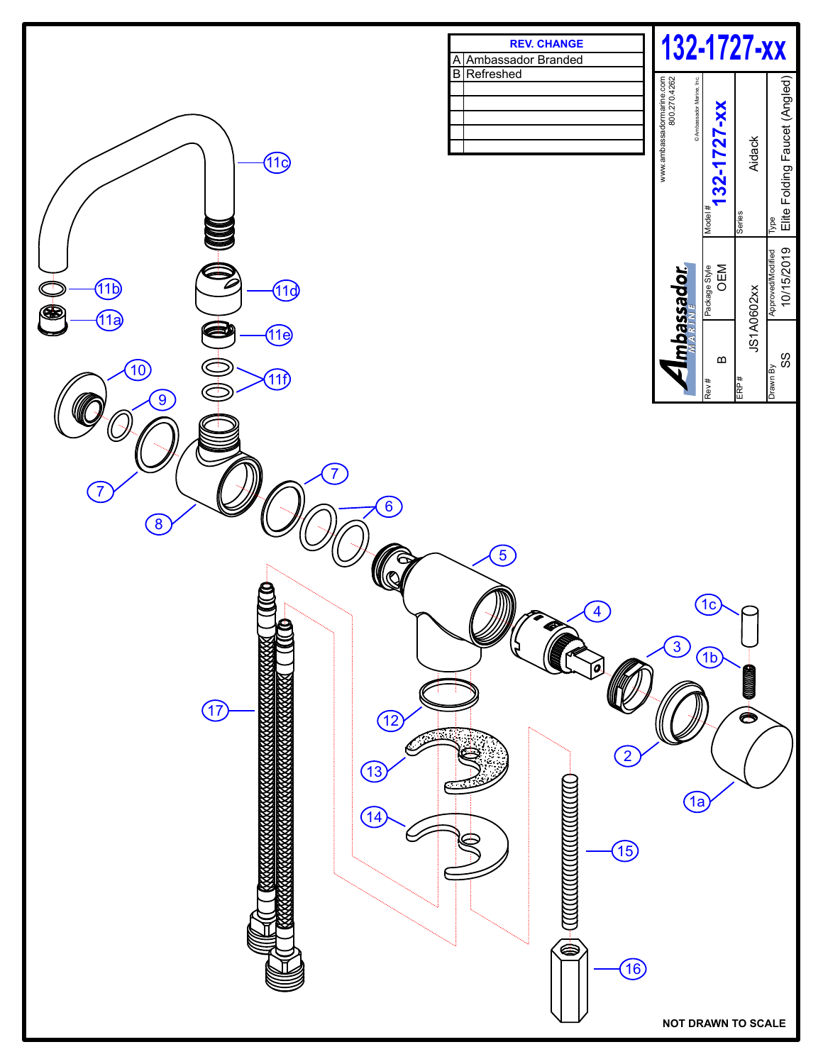# 132-1727-xx

| REV. | CHANGE |
|---|---|
| A | Ambassador Branded |
| B | Refreshed |

www.ambassadormarine.com
800.270.4262

© Ambassador Marine, Inc.

**Ambassador MARINE**

| Rev # | Package Style | Model # |
|---|---|---|
| B | OEM | 132-1727-xx |

| ERP # | Series |
|---|---|
| JS1A0602xx | Aidack |

| Drawn By | Approved/Modified | Type |
|---|---|---|
| SS | 10/15/2019 | Elite Folding Faucet (Angled) |

11c, 11b, 11a, 11d, 11e, 11f, 10, 9, 7, 7, 8, 7, 6, 5, 4, 1c, 3, 1b, 17, 12, 2, 13, 1a, 14, 15, 16

**NOT DRAWN TO SCALE**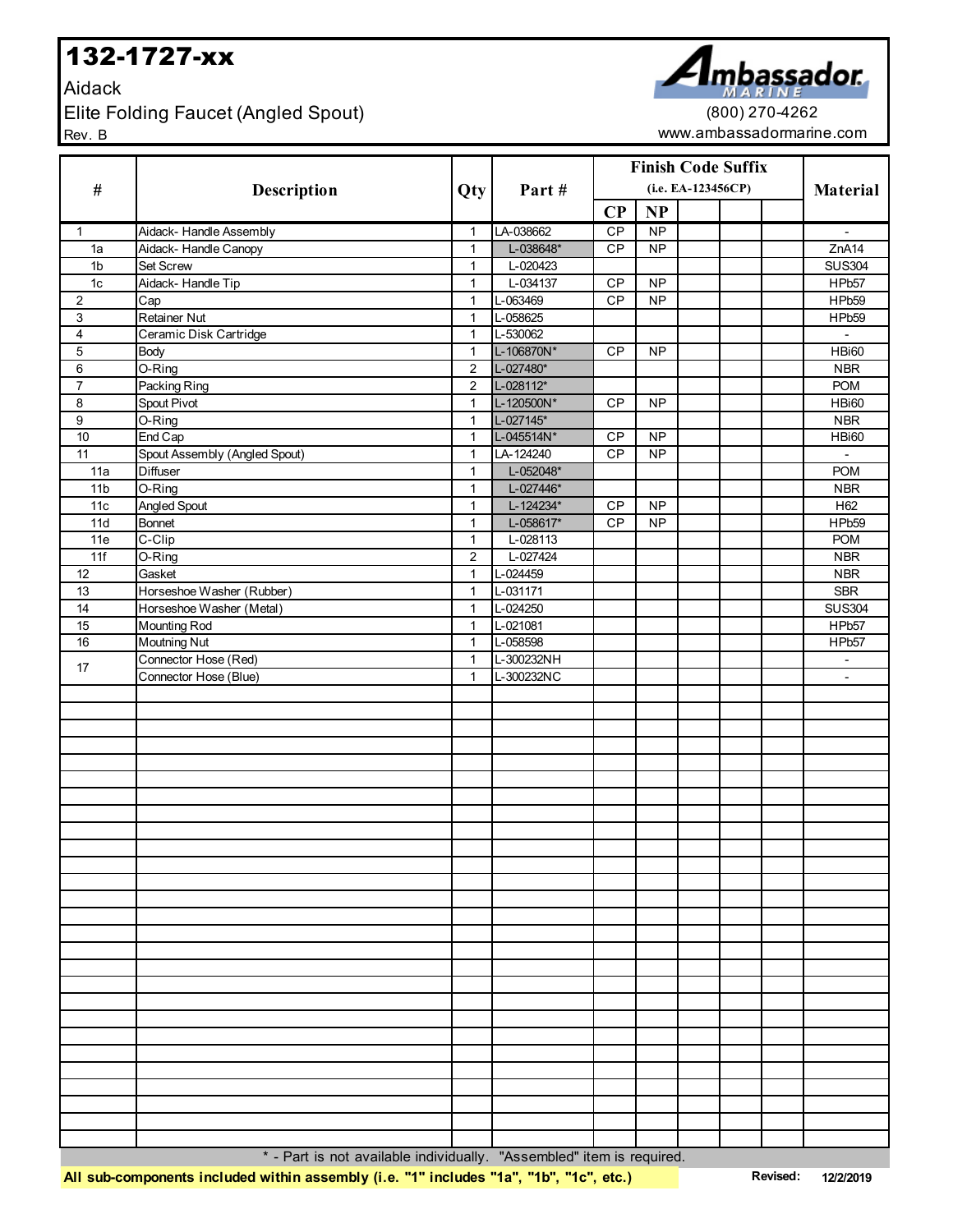# 132-1727-xx

Aidack

Elite Folding Faucet (Angled Spout)

Rev. B

Ambassador MARINE

(800) 270-4262

www.ambassadormarine.com

| # | Description | Qty | Part # | Finish Code Suffix (i.e. EA-123456CP) | | | | | Material |
|---|---|---|---|---|---|---|---|---|---|
| | | | | CP | NP | | | | |
| 1 | Aidack- Handle Assembly | 1 | LA-038662 | CP | NP | | | | - |
| 1a | Aidack- Handle Canopy | 1 | L-038648* | CP | NP | | | | ZnA14 |
| 1b | Set Screw | 1 | L-020423 | | | | | | SUS304 |
| 1c | Aidack- Handle Tip | 1 | L-034137 | CP | NP | | | | HPb57 |
| 2 | Cap | 1 | L-063469 | CP | NP | | | | HPb59 |
| 3 | Retainer Nut | 1 | L-058625 | | | | | | HPb59 |
| 4 | Ceramic Disk Cartridge | 1 | L-530062 | | | | | | - |
| 5 | Body | 1 | L-106870N* | CP | NP | | | | HBi60 |
| 6 | O-Ring | 2 | L-027480* | | | | | | NBR |
| 7 | Packing Ring | 2 | L-028112* | | | | | | POM |
| 8 | Spout Pivot | 1 | L-120500N* | CP | NP | | | | HBi60 |
| 9 | O-Ring | 1 | L-027145* | | | | | | NBR |
| 10 | End Cap | 1 | L-045514N* | CP | NP | | | | HBi60 |
| 11 | Spout Assembly (Angled Spout) | 1 | LA-124240 | CP | NP | | | | - |
| 11a | Diffuser | 1 | L-052048* | | | | | | POM |
| 11b | O-Ring | 1 | L-027446* | | | | | | NBR |
| 11c | Angled Spout | 1 | L-124234* | CP | NP | | | | H62 |
| 11d | Bonnet | 1 | L-058617* | CP | NP | | | | HPb59 |
| 11e | C-Clip | 1 | L-028113 | | | | | | POM |
| 11f | O-Ring | 2 | L-027424 | | | | | | NBR |
| 12 | Gasket | 1 | L-024459 | | | | | | NBR |
| 13 | Horseshoe Washer (Rubber) | 1 | L-031171 | | | | | | SBR |
| 14 | Horseshoe Washer (Metal) | 1 | L-024250 | | | | | | SUS304 |
| 15 | Mounting Rod | 1 | L-021081 | | | | | | HPb57 |
| 16 | Moutning Nut | 1 | L-058598 | | | | | | HPb57 |
| 17 | Connector Hose (Red) | 1 | L-300232NH | | | | | | - |
| | Connector Hose (Blue) | 1 | L-300232NC | | | | | | - |

\* - Part is not available individually. "Assembled" item is required.

**All sub-components included within assembly (i.e. "1" includes "1a", "1b", "1c", etc.)**

**Revised: 12/2/2019**